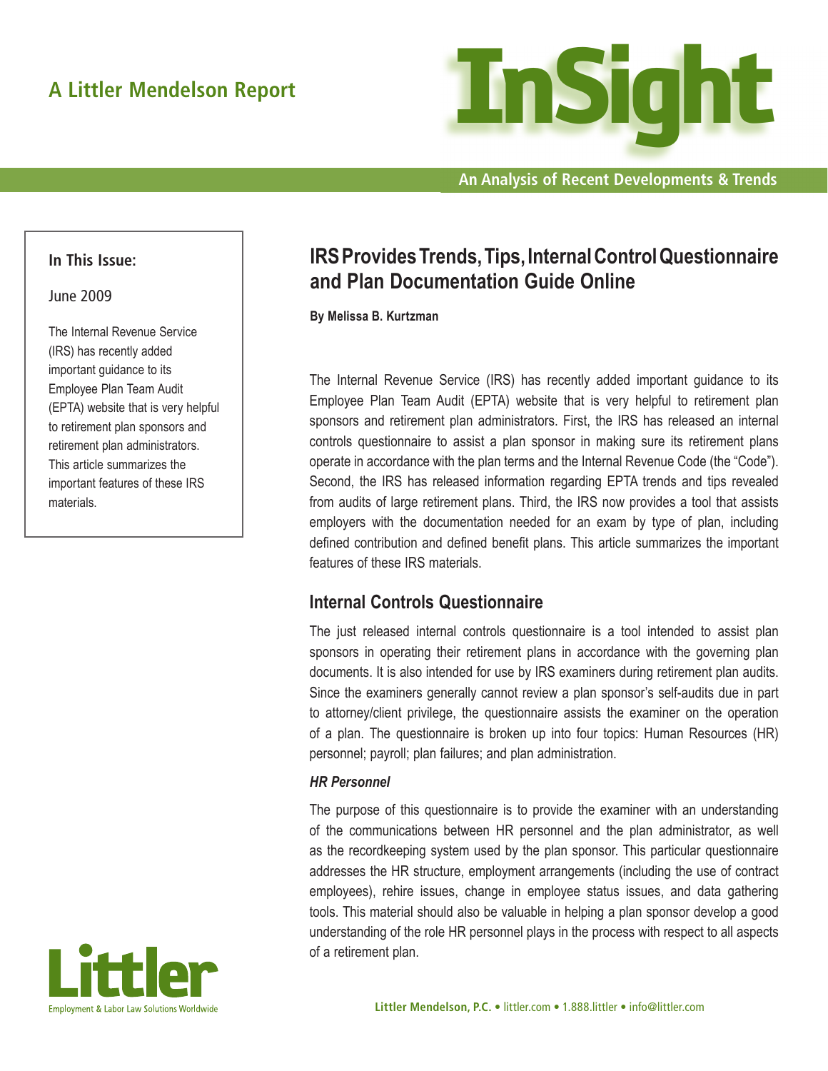A Littler Mendelson Report

# InSight

An Analysis of Recent Developments & Trends

**In This Issue:**

June 2009

The Internal Revenue Service (IRS) has recently added important guidance to its Employee Plan Team Audit (EPTA) website that is very helpful to retirement plan sponsors and retirement plan administrators. This article summarizes the important features of these IRS materials.

## IRS Provides Trends, Tips, Internal Control Questionnaire and Plan Documentation Guide Online

**By Melissa B. Kurtzman**

The Internal Revenue Service (IRS) has recently added important guidance to its Employee Plan Team Audit (EPTA) website that is very helpful to retirement plan sponsors and retirement plan administrators. First, the IRS has released an internal controls questionnaire to assist a plan sponsor in making sure its retirement plans operate in accordance with the plan terms and the Internal Revenue Code (the "Code"). Second, the IRS has released information regarding EPTA trends and tips revealed from audits of large retirement plans. Third, the IRS now provides a tool that assists employers with the documentation needed for an exam by type of plan, including defined contribution and defined benefit plans. This article summarizes the important features of these IRS materials.

### Internal Controls Questionnaire

The just released internal controls questionnaire is a tool intended to assist plan sponsors in operating their retirement plans in accordance with the governing plan documents. It is also intended for use by IRS examiners during retirement plan audits. Since the examiners generally cannot review a plan sponsor's self-audits due in part to attorney/client privilege, the questionnaire assists the examiner on the operation of a plan. The questionnaire is broken up into four topics: Human Resources (HR) personnel; payroll; plan failures; and plan administration.

#### *HR Personnel*

The purpose of this questionnaire is to provide the examiner with an understanding of the communications between HR personnel and the plan administrator, as well as the recordkeeping system used by the plan sponsor. This particular questionnaire addresses the HR structure, employment arrangements (including the use of contract employees), rehire issues, change in employee status issues, and data gathering tools. This material should also be valuable in helping a plan sponsor develop a good understanding of the role HR personnel plays in the process with respect to all aspects of a retirement plan.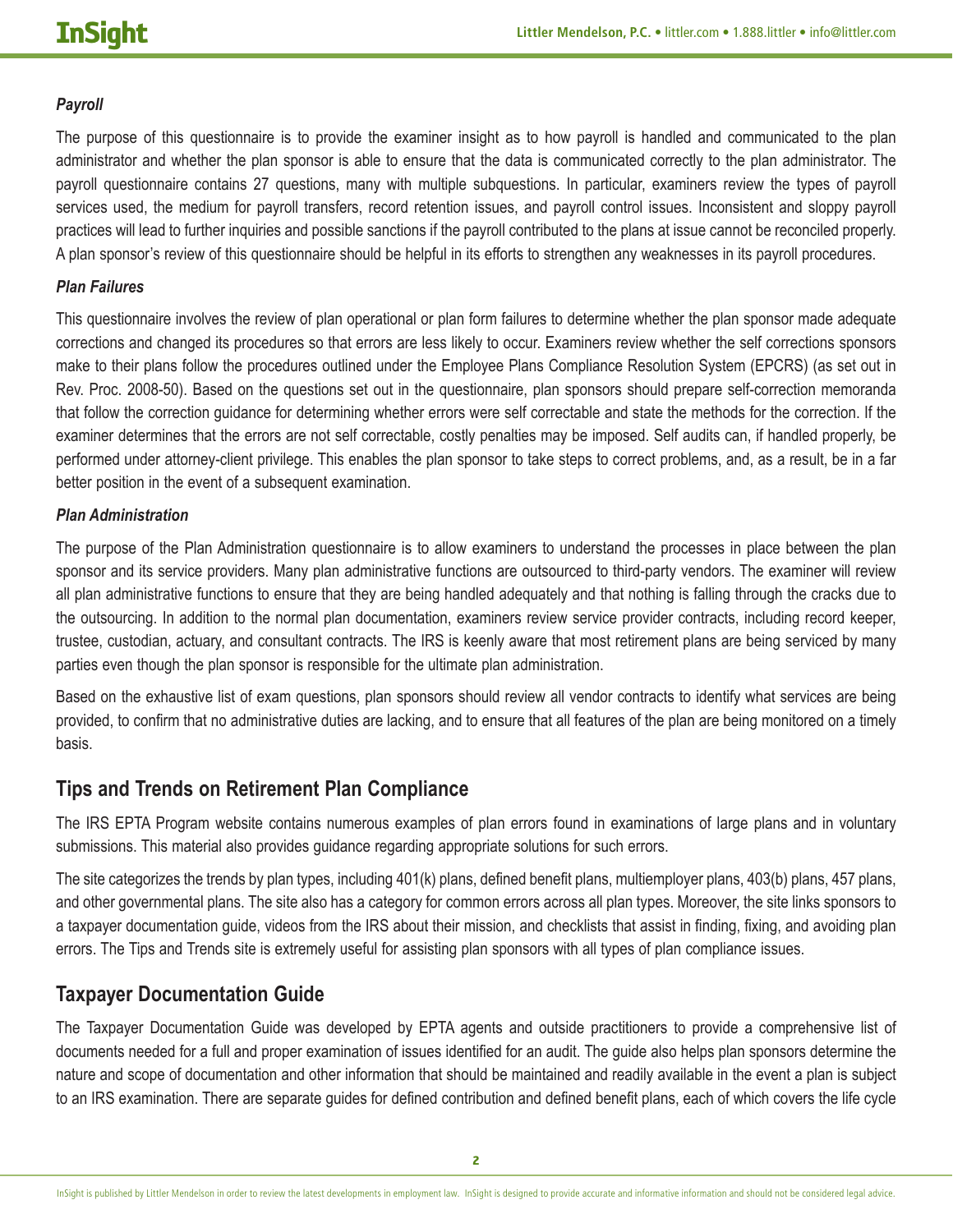***Payroll***

The purpose of this questionnaire is to provide the examiner insight as to how payroll is handled and communicated to the plan administrator and whether the plan sponsor is able to ensure that the data is communicated correctly to the plan administrator. The payroll questionnaire contains 27 questions, many with multiple subquestions. In particular, examiners review the types of payroll services used, the medium for payroll transfers, record retention issues, and payroll control issues. Inconsistent and sloppy payroll practices will lead to further inquiries and possible sanctions if the payroll contributed to the plans at issue cannot be reconciled properly. A plan sponsor's review of this questionnaire should be helpful in its efforts to strengthen any weaknesses in its payroll procedures.

***Plan Failures***

This questionnaire involves the review of plan operational or plan form failures to determine whether the plan sponsor made adequate corrections and changed its procedures so that errors are less likely to occur. Examiners review whether the self corrections sponsors make to their plans follow the procedures outlined under the Employee Plans Compliance Resolution System (EPCRS) (as set out in Rev. Proc. 2008-50). Based on the questions set out in the questionnaire, plan sponsors should prepare self-correction memoranda that follow the correction guidance for determining whether errors were self correctable and state the methods for the correction. If the examiner determines that the errors are not self correctable, costly penalties may be imposed. Self audits can, if handled properly, be performed under attorney-client privilege. This enables the plan sponsor to take steps to correct problems, and, as a result, be in a far better position in the event of a subsequent examination.

***Plan Administration***

The purpose of the Plan Administration questionnaire is to allow examiners to understand the processes in place between the plan sponsor and its service providers. Many plan administrative functions are outsourced to third-party vendors. The examiner will review all plan administrative functions to ensure that they are being handled adequately and that nothing is falling through the cracks due to the outsourcing. In addition to the normal plan documentation, examiners review service provider contracts, including record keeper, trustee, custodian, actuary, and consultant contracts. The IRS is keenly aware that most retirement plans are being serviced by many parties even though the plan sponsor is responsible for the ultimate plan administration.

Based on the exhaustive list of exam questions, plan sponsors should review all vendor contracts to identify what services are being provided, to confirm that no administrative duties are lacking, and to ensure that all features of the plan are being monitored on a timely basis.

## Tips and Trends on Retirement Plan Compliance

The IRS EPTA Program website contains numerous examples of plan errors found in examinations of large plans and in voluntary submissions. This material also provides guidance regarding appropriate solutions for such errors.

The site categorizes the trends by plan types, including 401(k) plans, defined benefit plans, multiemployer plans, 403(b) plans, 457 plans, and other governmental plans. The site also has a category for common errors across all plan types. Moreover, the site links sponsors to a taxpayer documentation guide, videos from the IRS about their mission, and checklists that assist in finding, fixing, and avoiding plan errors. The Tips and Trends site is extremely useful for assisting plan sponsors with all types of plan compliance issues.

## Taxpayer Documentation Guide

The Taxpayer Documentation Guide was developed by EPTA agents and outside practitioners to provide a comprehensive list of documents needed for a full and proper examination of issues identified for an audit. The guide also helps plan sponsors determine the nature and scope of documentation and other information that should be maintained and readily available in the event a plan is subject to an IRS examination. There are separate guides for defined contribution and defined benefit plans, each of which covers the life cycle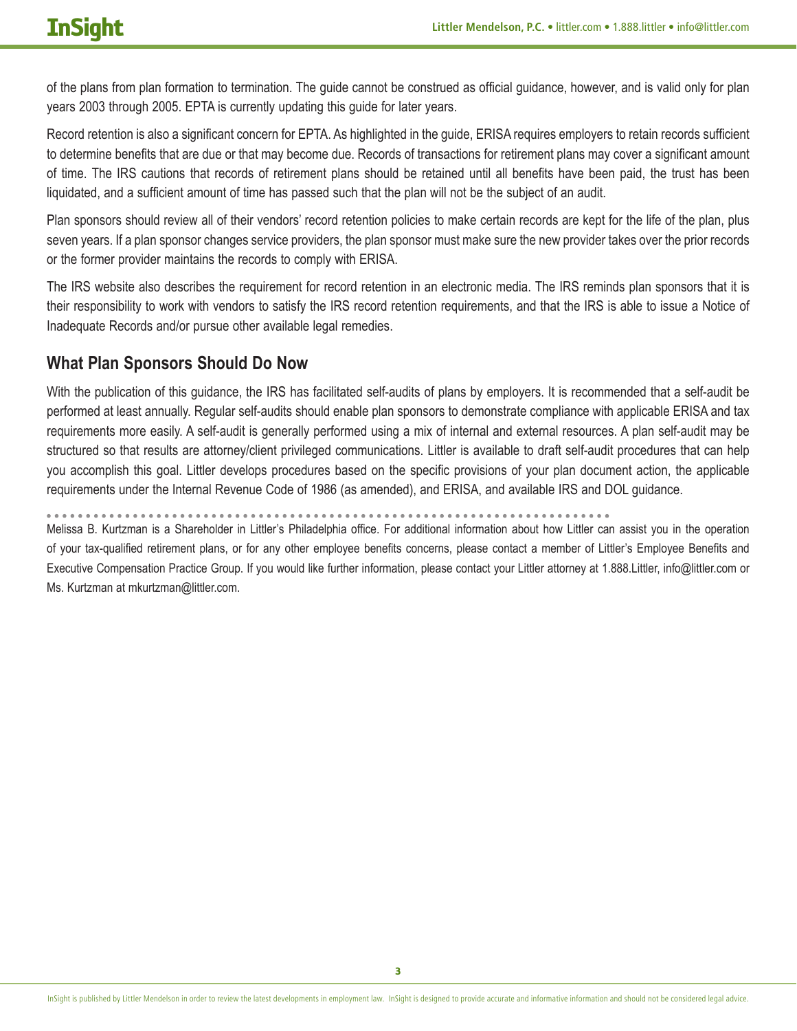of the plans from plan formation to termination. The guide cannot be construed as official guidance, however, and is valid only for plan years 2003 through 2005. EPTA is currently updating this guide for later years.

Record retention is also a significant concern for EPTA. As highlighted in the guide, ERISA requires employers to retain records sufficient to determine benefits that are due or that may become due. Records of transactions for retirement plans may cover a significant amount of time. The IRS cautions that records of retirement plans should be retained until all benefits have been paid, the trust has been liquidated, and a sufficient amount of time has passed such that the plan will not be the subject of an audit.

Plan sponsors should review all of their vendors' record retention policies to make certain records are kept for the life of the plan, plus seven years. If a plan sponsor changes service providers, the plan sponsor must make sure the new provider takes over the prior records or the former provider maintains the records to comply with ERISA.

The IRS website also describes the requirement for record retention in an electronic media. The IRS reminds plan sponsors that it is their responsibility to work with vendors to satisfy the IRS record retention requirements, and that the IRS is able to issue a Notice of Inadequate Records and/or pursue other available legal remedies.

## What Plan Sponsors Should Do Now

With the publication of this guidance, the IRS has facilitated self-audits of plans by employers. It is recommended that a self-audit be performed at least annually. Regular self-audits should enable plan sponsors to demonstrate compliance with applicable ERISA and tax requirements more easily. A self-audit is generally performed using a mix of internal and external resources. A plan self-audit may be structured so that results are attorney/client privileged communications. Littler is available to draft self-audit procedures that can help you accomplish this goal. Littler develops procedures based on the specific provisions of your plan document action, the applicable requirements under the Internal Revenue Code of 1986 (as amended), and ERISA, and available IRS and DOL guidance.

---

Melissa B. Kurtzman is a Shareholder in Littler's Philadelphia office. For additional information about how Littler can assist you in the operation of your tax-qualified retirement plans, or for any other employee benefits concerns, please contact a member of Littler's Employee Benefits and Executive Compensation Practice Group. If you would like further information, please contact your Littler attorney at 1.888.Littler, info@littler.com or Ms. Kurtzman at mkurtzman@littler.com.